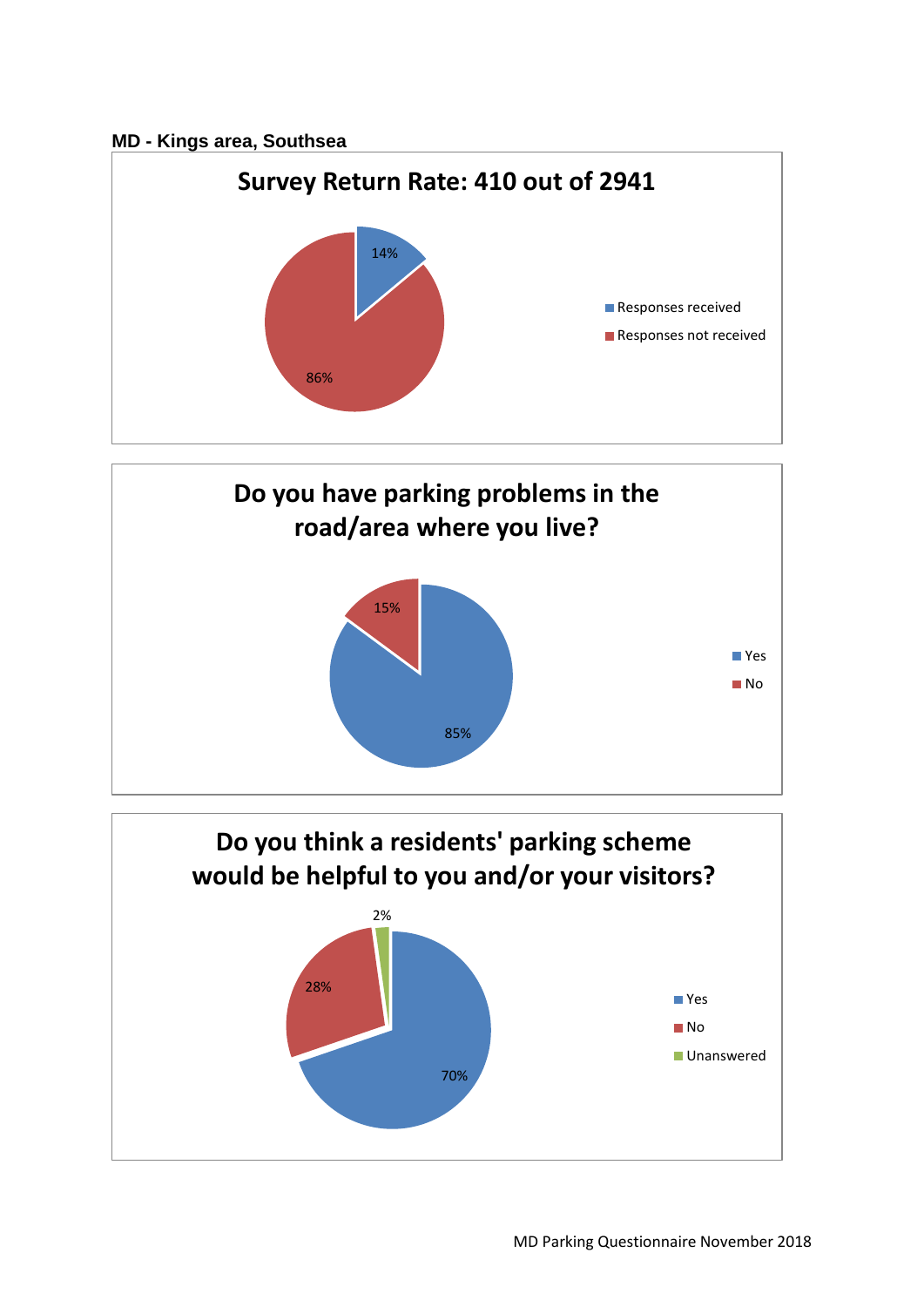**MD - Kings area, Southsea**

## Survey Return Rate: 410 out of 2941

| Response | Percentage |
| --- | --- |
| Responses received | 14% |
| Responses not received | 86% |

## Do you have parking problems in the road/area where you live?

| Answer | Percentage |
| --- | --- |
| Yes | 85% |
| No | 15% |

## Do you think a residents' parking scheme would be helpful to you and/or your visitors?

| Answer | Percentage |
| --- | --- |
| Yes | 70% |
| No | 28% |
| Unanswered | 2% |

MD Parking Questionnaire November 2018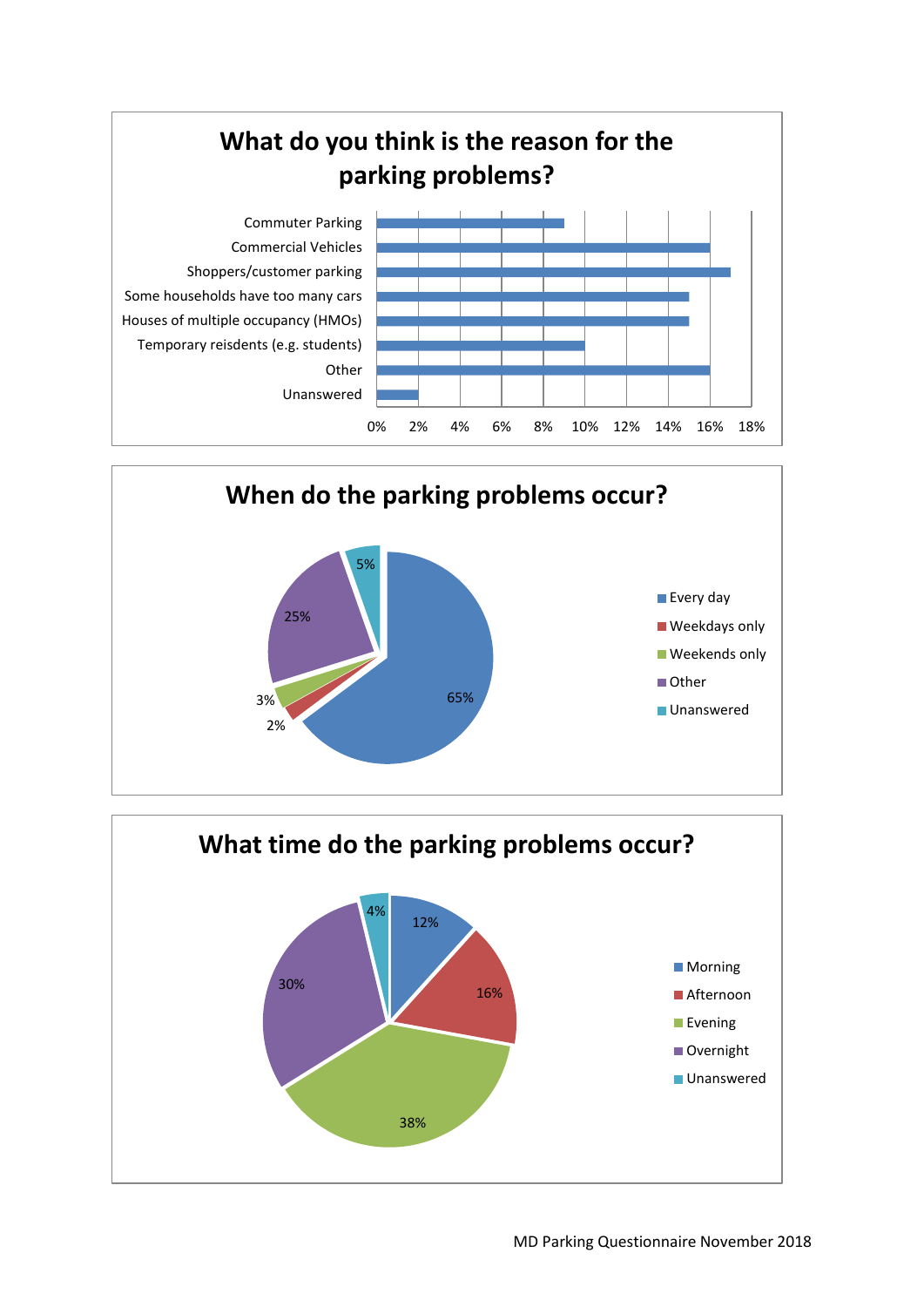## What do you think is the reason for the parking problems?

| Reason | Percentage |
|---|---|
| Commuter Parking | 9% |
| Commercial Vehicles | 16% |
| Shoppers/customer parking | 17% |
| Some households have too many cars | 15% |
| Houses of multiple occupancy (HMOs) | 15% |
| Temporary reisdents (e.g. students) | 10% |
| Other | 16% |
| Unanswered | 2% |

## When do the parking problems occur?

| When | Percentage |
|---|---|
| Every day | 65% |
| Weekdays only | 2% |
| Weekends only | 3% |
| Other | 25% |
| Unanswered | 5% |

## What time do the parking problems occur?

| Time | Percentage |
|---|---|
| Morning | 12% |
| Afternoon | 16% |
| Evening | 38% |
| Overnight | 30% |
| Unanswered | 4% |

MD Parking Questionnaire November 2018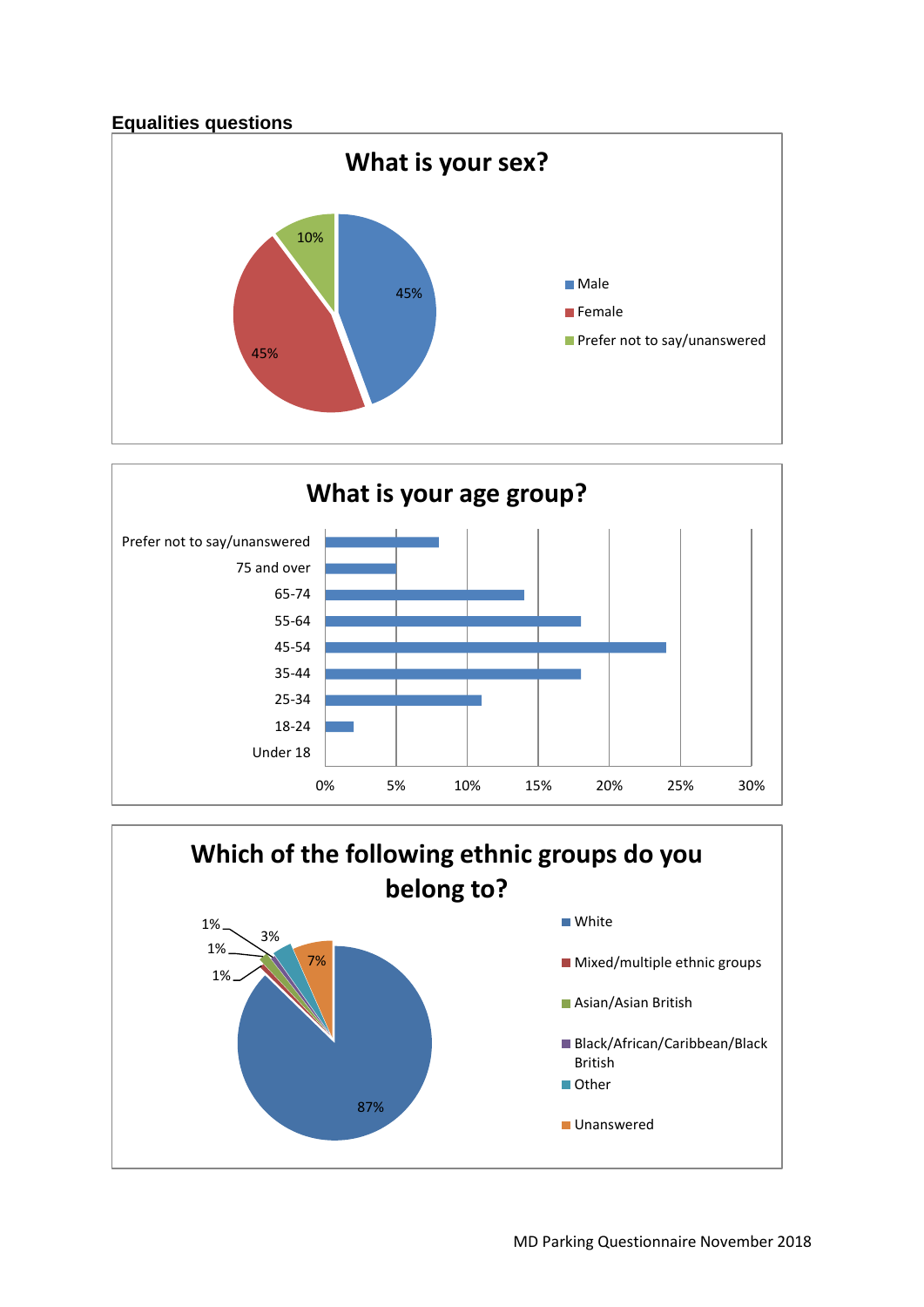**Equalities questions**

## What is your sex?

| Response | Percentage |
|---|---|
| Male | 45% |
| Female | 45% |
| Prefer not to say/unanswered | 10% |

## What is your age group?

| Age group |
|---|
| Prefer not to say/unanswered |
| 75 and over |
| 65-74 |
| 55-64 |
| 45-54 |
| 35-44 |
| 25-34 |
| 18-24 |
| Under 18 |

0% 5% 10% 15% 20% 25% 30%

## Which of the following ethnic groups do you belong to?

| Ethnic group | Percentage |
|---|---|
| White | 87% |
| Mixed/multiple ethnic groups | 1% |
| Asian/Asian British | 1% |
| Black/African/Caribbean/Black British | 1% |
| Other | 3% |
| Unanswered | 7% |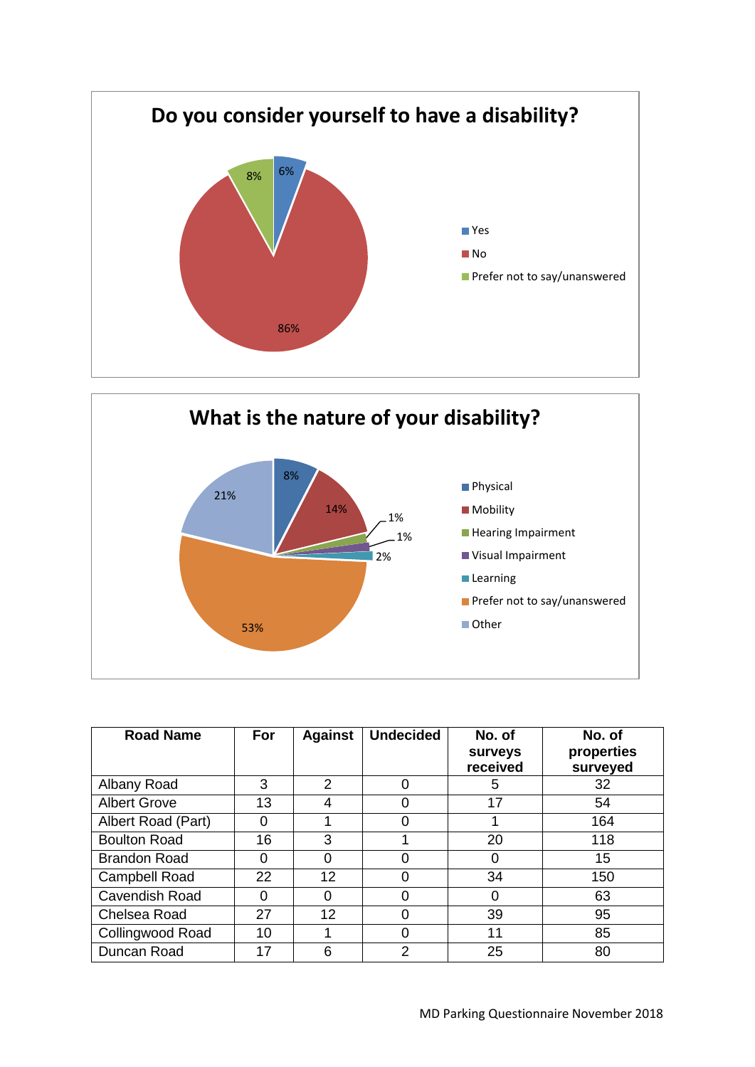## Do you consider yourself to have a disability?

- Yes: 6%
- No: 86%
- Prefer not to say/unanswered: 8%

## What is the nature of your disability?

- Physical: 8%
- Mobility: 14%
- Hearing Impairment: 1%
- Visual Impairment: 1%
- Learning: 2%
- Prefer not to say/unanswered: 53%
- Other: 21%

| Road Name | For | Against | Undecided | No. of surveys received | No. of properties surveyed |
|---|---|---|---|---|---|
| Albany Road | 3 | 2 | 0 | 5 | 32 |
| Albert Grove | 13 | 4 | 0 | 17 | 54 |
| Albert Road (Part) | 0 | 1 | 0 | 1 | 164 |
| Boulton Road | 16 | 3 | 1 | 20 | 118 |
| Brandon Road | 0 | 0 | 0 | 0 | 15 |
| Campbell Road | 22 | 12 | 0 | 34 | 150 |
| Cavendish Road | 0 | 0 | 0 | 0 | 63 |
| Chelsea Road | 27 | 12 | 0 | 39 | 95 |
| Collingwood Road | 10 | 1 | 0 | 11 | 85 |
| Duncan Road | 17 | 6 | 2 | 25 | 80 |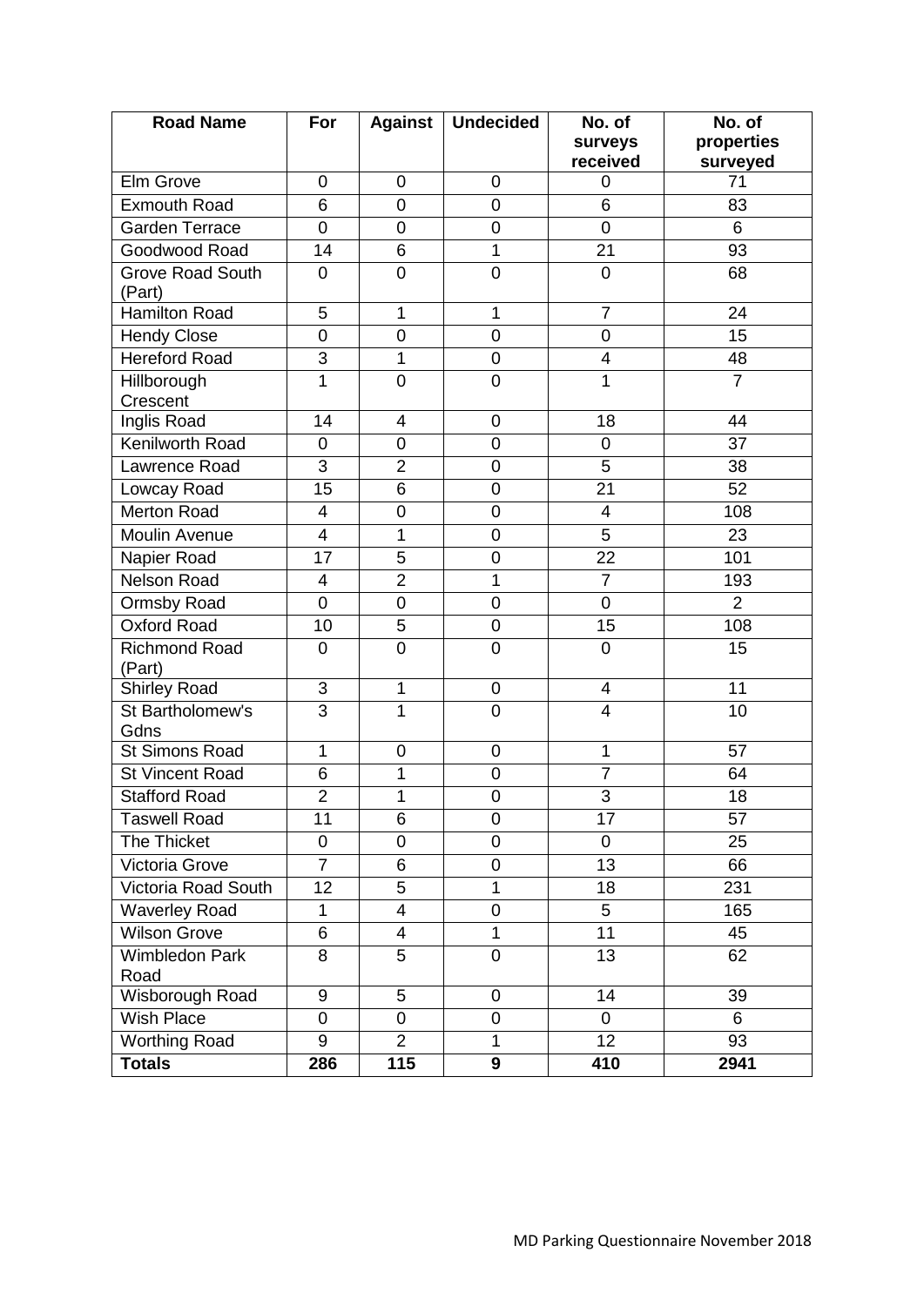| Road Name | For | Against | Undecided | No. of surveys received | No. of properties surveyed |
|---|---|---|---|---|---|
| Elm Grove | 0 | 0 | 0 | 0 | 71 |
| Exmouth Road | 6 | 0 | 0 | 6 | 83 |
| Garden Terrace | 0 | 0 | 0 | 0 | 6 |
| Goodwood Road | 14 | 6 | 1 | 21 | 93 |
| Grove Road South (Part) | 0 | 0 | 0 | 0 | 68 |
| Hamilton Road | 5 | 1 | 1 | 7 | 24 |
| Hendy Close | 0 | 0 | 0 | 0 | 15 |
| Hereford Road | 3 | 1 | 0 | 4 | 48 |
| Hillborough Crescent | 1 | 0 | 0 | 1 | 7 |
| Inglis Road | 14 | 4 | 0 | 18 | 44 |
| Kenilworth Road | 0 | 0 | 0 | 0 | 37 |
| Lawrence Road | 3 | 2 | 0 | 5 | 38 |
| Lowcay Road | 15 | 6 | 0 | 21 | 52 |
| Merton Road | 4 | 0 | 0 | 4 | 108 |
| Moulin Avenue | 4 | 1 | 0 | 5 | 23 |
| Napier Road | 17 | 5 | 0 | 22 | 101 |
| Nelson Road | 4 | 2 | 1 | 7 | 193 |
| Ormsby Road | 0 | 0 | 0 | 0 | 2 |
| Oxford Road | 10 | 5 | 0 | 15 | 108 |
| Richmond Road (Part) | 0 | 0 | 0 | 0 | 15 |
| Shirley Road | 3 | 1 | 0 | 4 | 11 |
| St Bartholomew's Gdns | 3 | 1 | 0 | 4 | 10 |
| St Simons Road | 1 | 0 | 0 | 1 | 57 |
| St Vincent Road | 6 | 1 | 0 | 7 | 64 |
| Stafford Road | 2 | 1 | 0 | 3 | 18 |
| Taswell Road | 11 | 6 | 0 | 17 | 57 |
| The Thicket | 0 | 0 | 0 | 0 | 25 |
| Victoria Grove | 7 | 6 | 0 | 13 | 66 |
| Victoria Road South | 12 | 5 | 1 | 18 | 231 |
| Waverley Road | 1 | 4 | 0 | 5 | 165 |
| Wilson Grove | 6 | 4 | 1 | 11 | 45 |
| Wimbledon Park Road | 8 | 5 | 0 | 13 | 62 |
| Wisborough Road | 9 | 5 | 0 | 14 | 39 |
| Wish Place | 0 | 0 | 0 | 0 | 6 |
| Worthing Road | 9 | 2 | 1 | 12 | 93 |
| **Totals** | **286** | **115** | **9** | **410** | **2941** |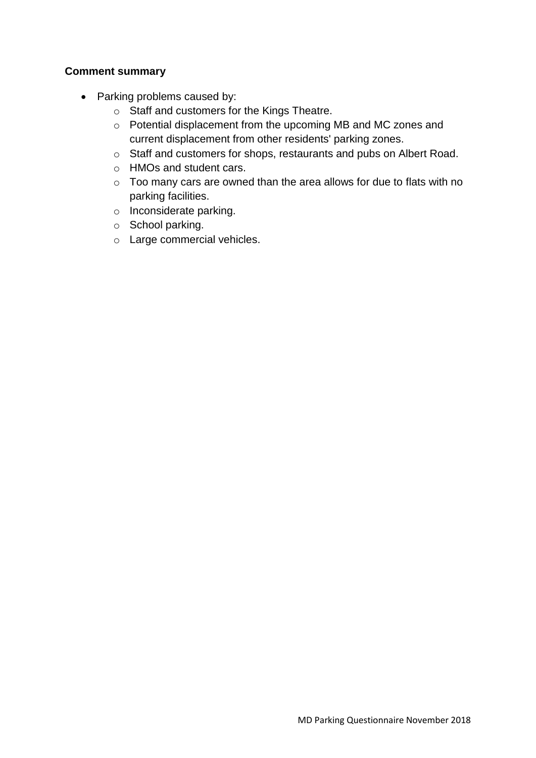**Comment summary**

- Parking problems caused by:
  - Staff and customers for the Kings Theatre.
  - Potential displacement from the upcoming MB and MC zones and current displacement from other residents' parking zones.
  - Staff and customers for shops, restaurants and pubs on Albert Road.
  - HMOs and student cars.
  - Too many cars are owned than the area allows for due to flats with no parking facilities.
  - Inconsiderate parking.
  - School parking.
  - Large commercial vehicles.